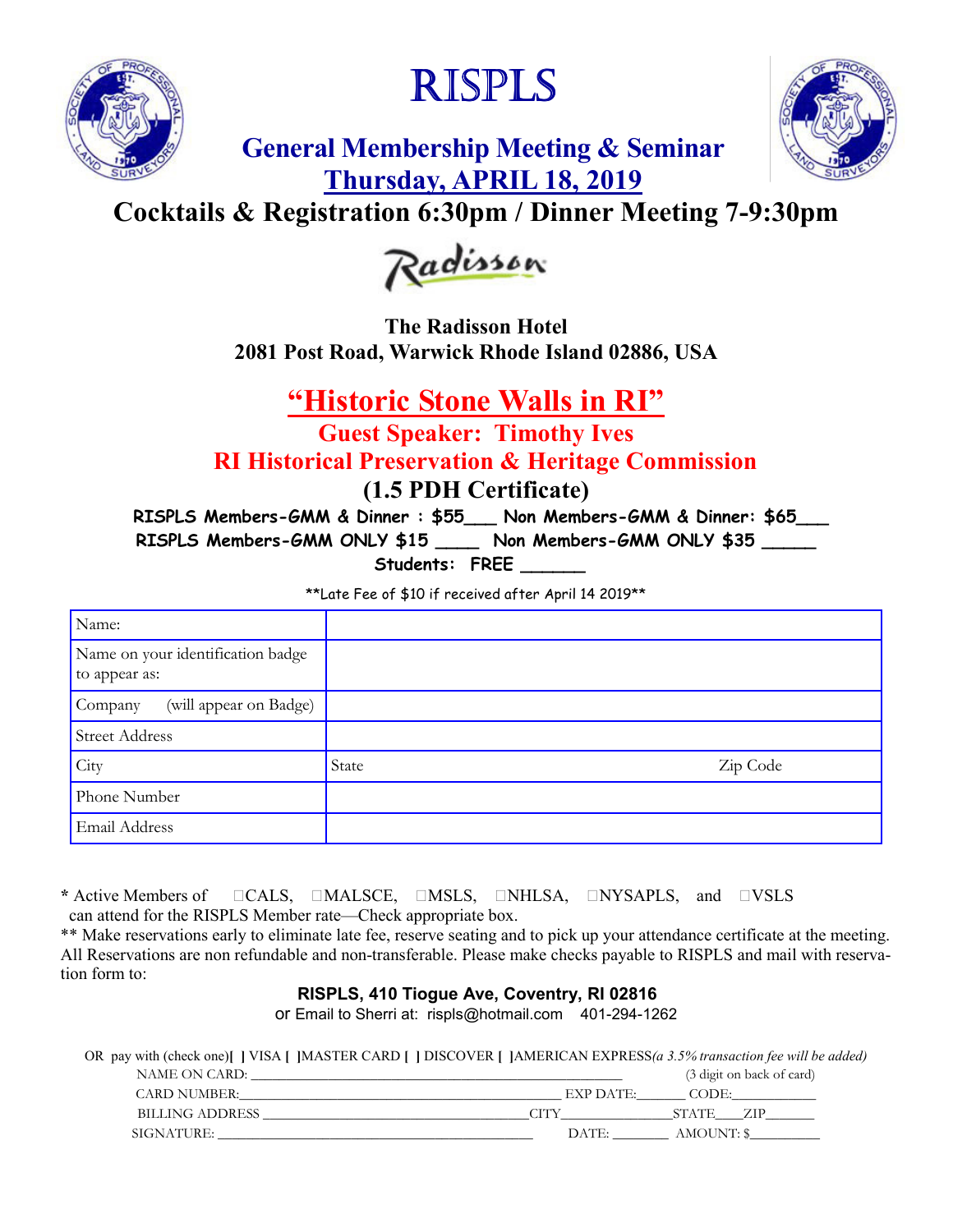# RISPLS

## General Membership Meeting & Seminar

## Thursday, APRIL 18, 2019

### Cocktails & Registration 6:30pm / Dinner Meeting 7-9:30pm

Radisson

**The Radisson Hotel**
**2081 Post Road, Warwick Rhode Island 02886, USA**

## "Historic Stone Walls in RI"

### Guest Speaker: Timothy Ives

### RI Historical Preservation & Heritage Commission

### (1.5 PDH Certificate)

**RISPLS Members-GMM & Dinner : $55___ Non Members-GMM & Dinner: $65___**
**RISPLS Members-GMM ONLY $15 ____ Non Members-GMM ONLY $35 _____**
**Students: FREE ______**

**Late Fee of $10 if received after April 14 2019**

| Name: | | |
|---|---|---|
| Name on your identification badge to appear as: | | |
| Company (will appear on Badge) | | |
| Street Address | | |
| City | State | Zip Code |
| Phone Number | | |
| Email Address | | |

\* Active Members of ☐CALS, ☐MALSCE, ☐MSLS, ☐NHLSA, ☐NYSAPLS, and ☐VSLS can attend for the RISPLS Member rate—Check appropriate box.

\*\* Make reservations early to eliminate late fee, reserve seating and to pick up your attendance certificate at the meeting. All Reservations are non refundable and non-transferable. Please make checks payable to RISPLS and mail with reservation form to:

**RISPLS, 410 Tiogue Ave, Coventry, RI 02816**
or Email to Sherri at: rispls@hotmail.com 401-294-1262

OR pay with (check one)[ ] VISA [ ]MASTER CARD [ ] DISCOVER [ ]AMERICAN EXPRESS*(a 3.5% transaction fee will be added)*

NAME ON CARD: ____________________________________________ (3 digit on back of card)

CARD NUMBER:__________________________________________ EXP DATE:_______ CODE:___________

BILLING ADDRESS ___________________________________CITY_______________STATE____ZIP_______

SIGNATURE: ____________________________________________ DATE: ________ AMOUNT: $__________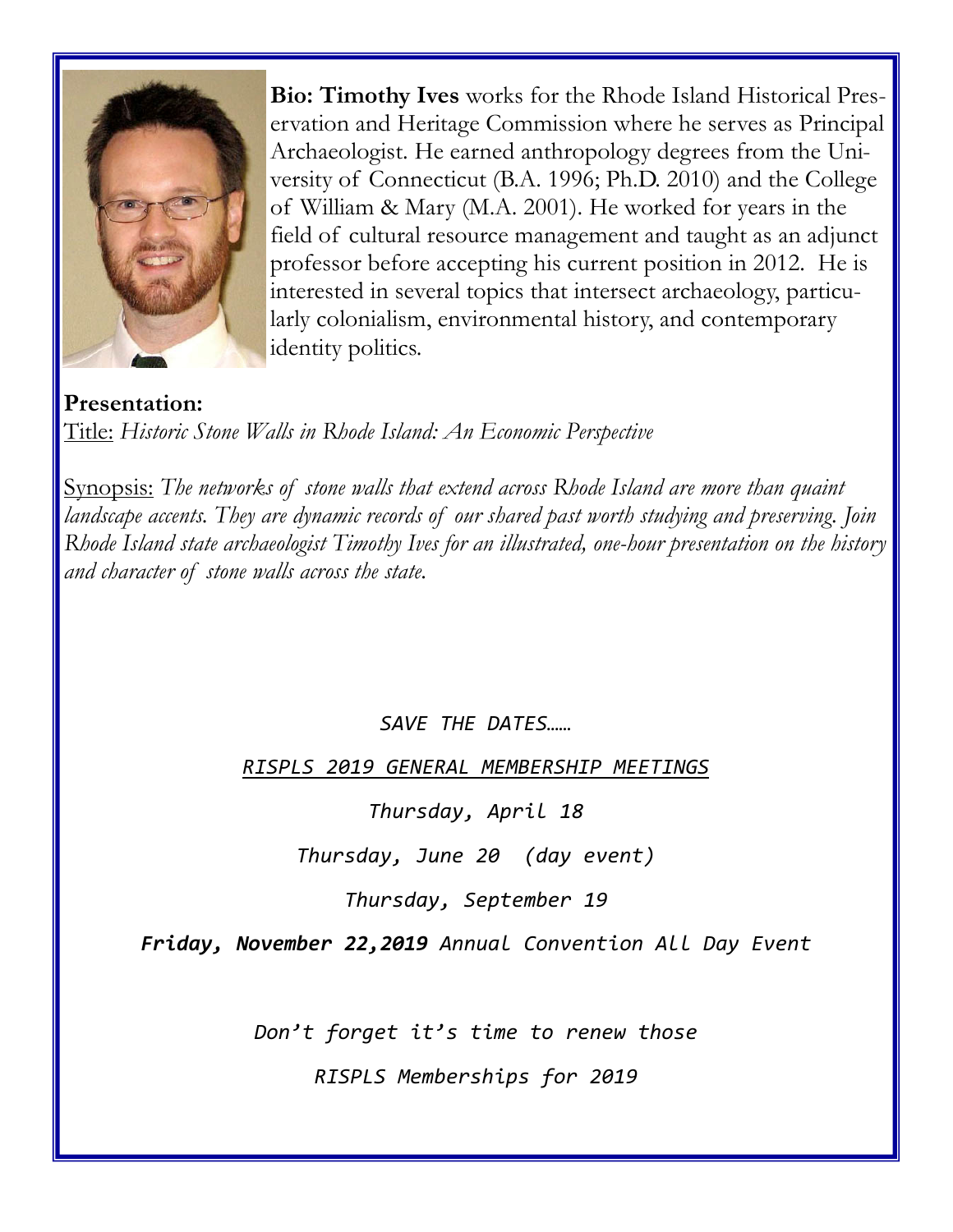**Bio: Timothy Ives** works for the Rhode Island Historical Preservation and Heritage Commission where he serves as Principal Archaeologist. He earned anthropology degrees from the University of Connecticut (B.A. 1996; Ph.D. 2010) and the College of William & Mary (M.A. 2001). He worked for years in the field of cultural resource management and taught as an adjunct professor before accepting his current position in 2012. He is interested in several topics that intersect archaeology, particularly colonialism, environmental history, and contemporary identity politics.

**Presentation:**

Title: *Historic Stone Walls in Rhode Island: An Economic Perspective*

Synopsis: *The networks of stone walls that extend across Rhode Island are more than quaint landscape accents. They are dynamic records of our shared past worth studying and preserving. Join Rhode Island state archaeologist Timothy Ives for an illustrated, one-hour presentation on the history and character of stone walls across the state.*

*SAVE THE DATES……*

*RISPLS 2019 GENERAL MEMBERSHIP MEETINGS*

*Thursday, April 18*

*Thursday, June 20 (day event)*

*Thursday, September 19*

***Friday, November 22,2019*** *Annual Convention All Day Event*

*Don't forget it's time to renew those*

*RISPLS Memberships for 2019*